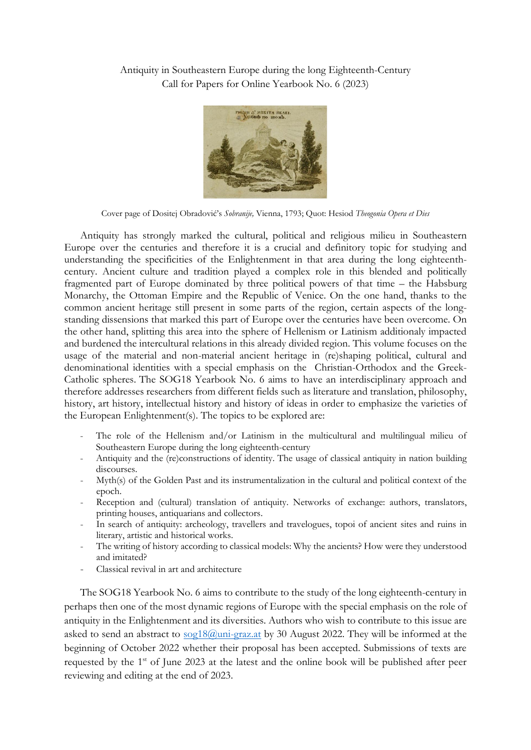Antiquity in Southeastern Europe during the long Eighteenth-Century
Call for Papers for Online Yearbook No. 6 (2023)

Cover page of Dositej Obradović's *Sobranije,* Vienna, 1793; Quot: Hesiod *Theogonia Opera et Dies*

Antiquity has strongly marked the cultural, political and religious milieu in Southeastern Europe over the centuries and therefore it is a crucial and definitory topic for studying and understanding the specificities of the Enlightenment in that area during the long eighteenth-century. Ancient culture and tradition played a complex role in this blended and politically fragmented part of Europe dominated by three political powers of that time – the Habsburg Monarchy, the Ottoman Empire and the Republic of Venice. On the one hand, thanks to the common ancient heritage still present in some parts of the region, certain aspects of the long-standing dissensions that marked this part of Europe over the centuries have been overcome. On the other hand, splitting this area into the sphere of Hellenism or Latinism additionaly impacted and burdened the intercultural relations in this already divided region. This volume focuses on the usage of the material and non-material ancient heritage in (re)shaping political, cultural and denominational identities with a special emphasis on the Christian-Orthodox and the Greek-Catholic spheres. The SOG18 Yearbook No. 6 aims to have an interdisciplinary approach and therefore addresses researchers from different fields such as literature and translation, philosophy, history, art history, intellectual history and history of ideas in order to emphasize the varieties of the European Enlightenment(s). The topics to be explored are:

- The role of the Hellenism and/or Latinism in the multicultural and multilingual milieu of Southeastern Europe during the long eighteenth-century
- Antiquity and the (re)constructions of identity. The usage of classical antiquity in nation building discourses.
- Myth(s) of the Golden Past and its instrumentalization in the cultural and political context of the epoch.
- Reception and (cultural) translation of antiquity. Networks of exchange: authors, translators, printing houses, antiquarians and collectors.
- In search of antiquity: archeology, travellers and travelogues, topoi of ancient sites and ruins in literary, artistic and historical works.
- The writing of history according to classical models: Why the ancients? How were they understood and imitated?
- Classical revival in art and architecture

The SOG18 Yearbook No. 6 aims to contribute to the study of the long eighteenth-century in perhaps then one of the most dynamic regions of Europe with the special emphasis on the role of antiquity in the Enlightenment and its diversities. Authors who wish to contribute to this issue are asked to send an abstract to sog18@uni-graz.at by 30 August 2022. They will be informed at the beginning of October 2022 whether their proposal has been accepted. Submissions of texts are requested by the 1st of June 2023 at the latest and the online book will be published after peer reviewing and editing at the end of 2023.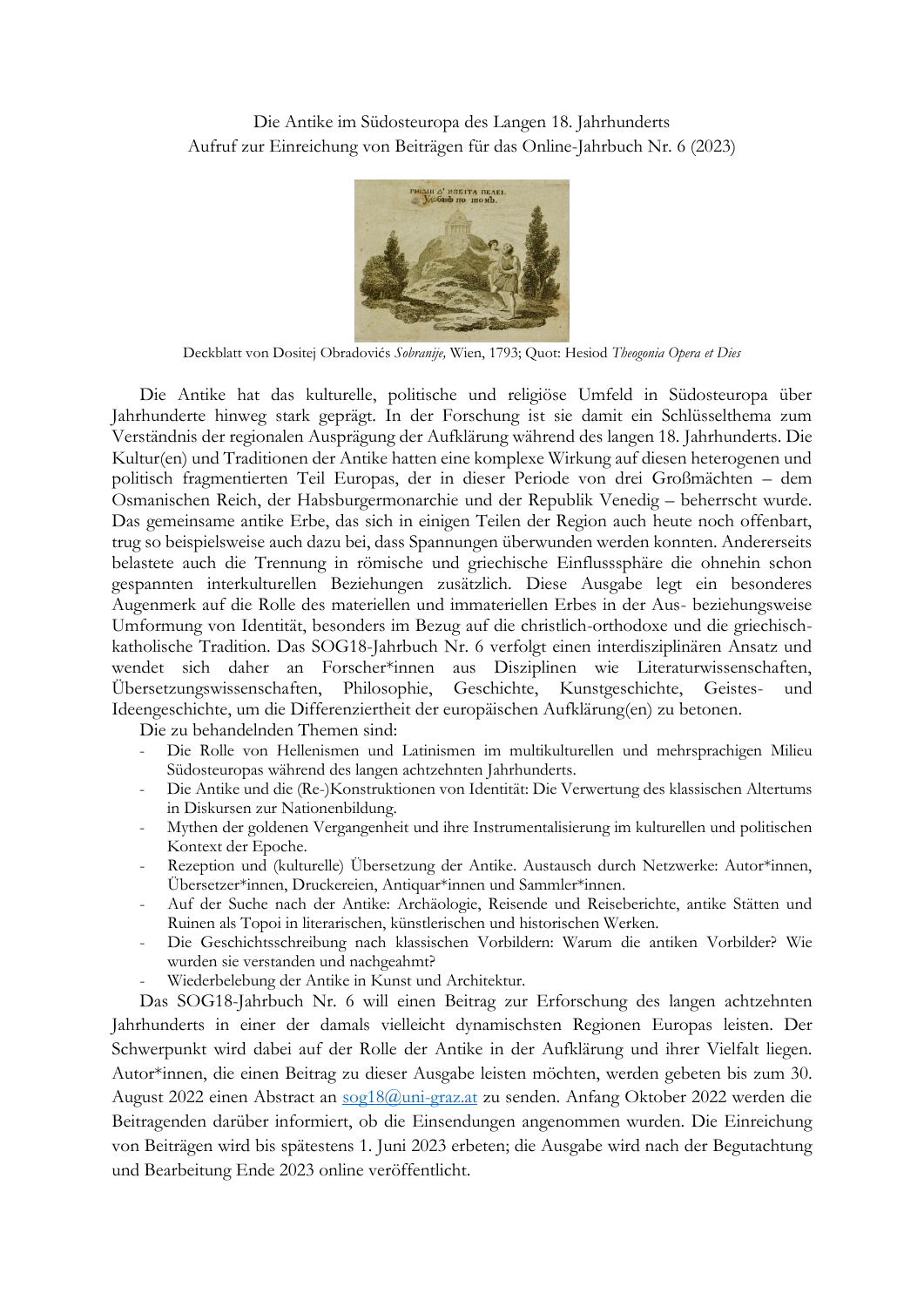Die Antike im Südosteuropa des Langen 18. Jahrhunderts
Aufruf zur Einreichung von Beiträgen für das Online-Jahrbuch Nr. 6 (2023)

Deckblatt von Dositej Obradovićs *Sobranije,* Wien, 1793; Quot: Hesiod *Theogonia Opera et Dies*

Die Antike hat das kulturelle, politische und religiöse Umfeld in Südosteuropa über Jahrhunderte hinweg stark geprägt. In der Forschung ist sie damit ein Schlüsselthema zum Verständnis der regionalen Ausprägung der Aufklärung während des langen 18. Jahrhunderts. Die Kultur(en) und Traditionen der Antike hatten eine komplexe Wirkung auf diesen heterogenen und politisch fragmentierten Teil Europas, der in dieser Periode von drei Großmächten – dem Osmanischen Reich, der Habsburgermonarchie und der Republik Venedig – beherrscht wurde. Das gemeinsame antike Erbe, das sich in einigen Teilen der Region auch heute noch offenbart, trug so beispielsweise auch dazu bei, dass Spannungen überwunden werden konnten. Andererseits belastete auch die Trennung in römische und griechische Einflusssphäre die ohnehin schon gespannten interkulturellen Beziehungen zusätzlich. Diese Ausgabe legt ein besonderes Augenmerk auf die Rolle des materiellen und immateriellen Erbes in der Aus- beziehungsweise Umformung von Identität, besonders im Bezug auf die christlich-orthodoxe und die griechisch-katholische Tradition. Das SOG18-Jahrbuch Nr. 6 verfolgt einen interdisziplinären Ansatz und wendet sich daher an Forscher*innen aus Disziplinen wie Literaturwissenschaften, Übersetzungswissenschaften, Philosophie, Geschichte, Kunstgeschichte, Geistes- und Ideengeschichte, um die Differenziertheit der europäischen Aufklärung(en) zu betonen.

Die zu behandelnden Themen sind:

- Die Rolle von Hellenismen und Latinismen im multikulturellen und mehrsprachigen Milieu Südosteuropas während des langen achtzehnten Jahrhunderts.
- Die Antike und die (Re-)Konstruktionen von Identität: Die Verwertung des klassischen Altertums in Diskursen zur Nationenbildung.
- Mythen der goldenen Vergangenheit und ihre Instrumentalisierung im kulturellen und politischen Kontext der Epoche.
- Rezeption und (kulturelle) Übersetzung der Antike. Austausch durch Netzwerke: Autor*innen, Übersetzer*innen, Druckereien, Antiquar*innen und Sammler*innen.
- Auf der Suche nach der Antike: Archäologie, Reisende und Reiseberichte, antike Stätten und Ruinen als Topoi in literarischen, künstlerischen und historischen Werken.
- Die Geschichtsschreibung nach klassischen Vorbildern: Warum die antiken Vorbilder? Wie wurden sie verstanden und nachgeahmt?
- Wiederbelebung der Antike in Kunst und Architektur.

Das SOG18-Jahrbuch Nr. 6 will einen Beitrag zur Erforschung des langen achtzehnten Jahrhunderts in einer der damals vielleicht dynamischsten Regionen Europas leisten. Der Schwerpunkt wird dabei auf der Rolle der Antike in der Aufklärung und ihrer Vielfalt liegen. Autor*innen, die einen Beitrag zu dieser Ausgabe leisten möchten, werden gebeten bis zum 30. August 2022 einen Abstract an sog18@uni-graz.at zu senden. Anfang Oktober 2022 werden die Beitragenden darüber informiert, ob die Einsendungen angenommen wurden. Die Einreichung von Beiträgen wird bis spätestens 1. Juni 2023 erbeten; die Ausgabe wird nach der Begutachtung und Bearbeitung Ende 2023 online veröffentlicht.